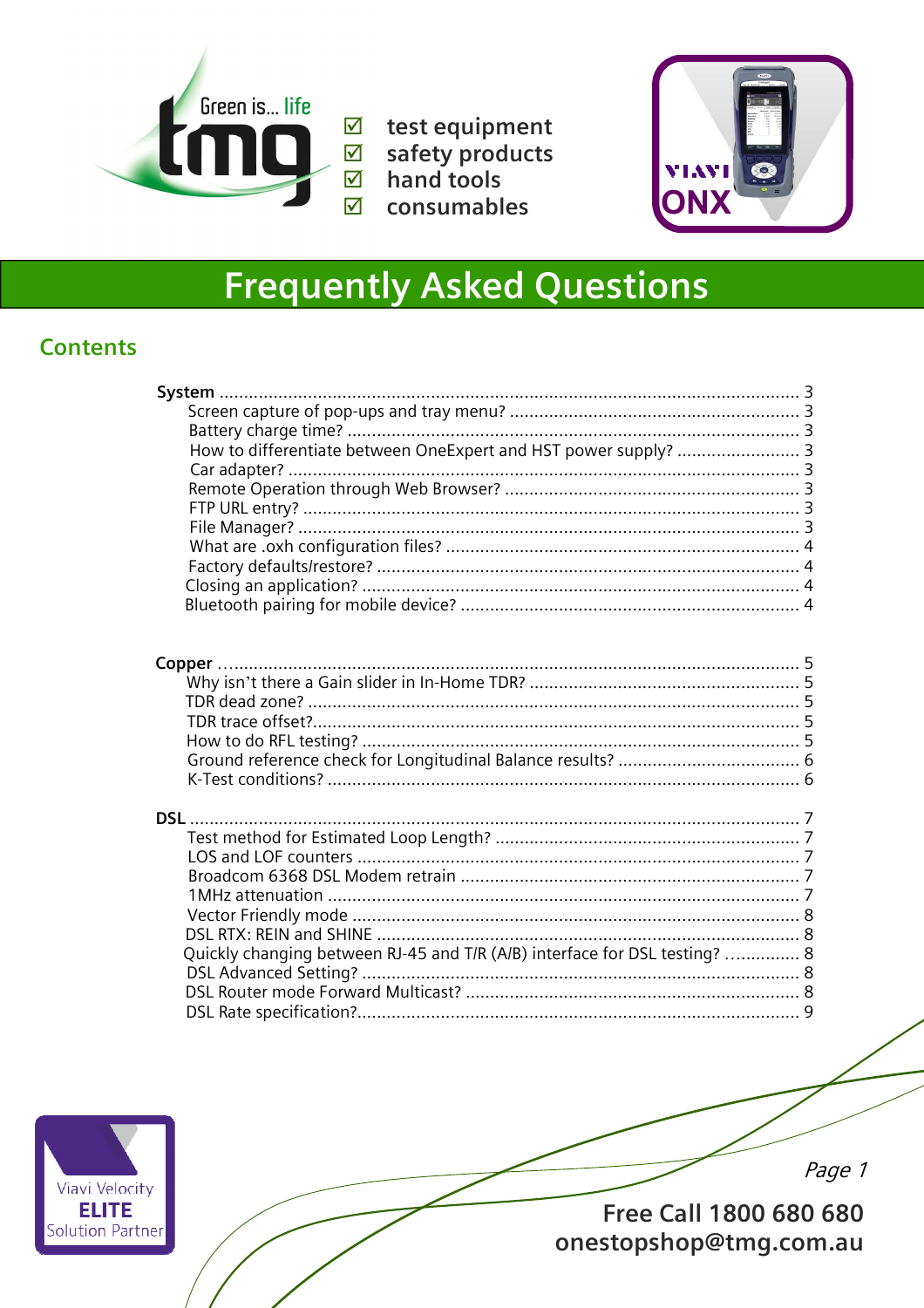tmg — Green is... life

- ☑ test equipment
- ☑ safety products
- ☑ hand tools
- ☑ consumables

VIAVI ONX

# Frequently Asked Questions

## Contents

**System** ..................................................... 3
- Screen capture of pop-ups and tray menu? ..................................................... 3
- Battery charge time? ..................................................... 3
- How to differentiate between OneExpert and HST power supply? ..................................................... 3
- Car adapter? ..................................................... 3
- Remote Operation through Web Browser? ..................................................... 3
- FTP URL entry? ..................................................... 3
- File Manager? ..................................................... 3
- What are .oxh configuration files? ..................................................... 4
- Factory defaults/restore? ..................................................... 4
- Closing an application? ..................................................... 4
- Bluetooth pairing for mobile device? ..................................................... 4

**Copper** ..................................................... 5
- Why isn't there a Gain slider in In-Home TDR? ..................................................... 5
- TDR dead zone? ..................................................... 5
- TDR trace offset? ..................................................... 5
- How to do RFL testing? ..................................................... 5
- Ground reference check for Longitudinal Balance results? ..................................................... 6
- K-Test conditions? ..................................................... 6

**DSL** ..................................................... 7
- Test method for Estimated Loop Length? ..................................................... 7
- LOS and LOF counters ..................................................... 7
- Broadcom 6368 DSL Modem retrain ..................................................... 7
- 1MHz attenuation ..................................................... 7
- Vector Friendly mode ..................................................... 8
- DSL RTX: REIN and SHINE ..................................................... 8
- Quickly changing between RJ-45 and T/R (A/B) interface for DSL testing? ..................................................... 8
- DSL Advanced Setting? ..................................................... 8
- DSL Router mode Forward Multicast? ..................................................... 8
- DSL Rate specification? ..................................................... 9

Viavi Velocity **ELITE** Solution Partner

**Free Call 1800 680 680**
**onestopshop@tmg.com.au**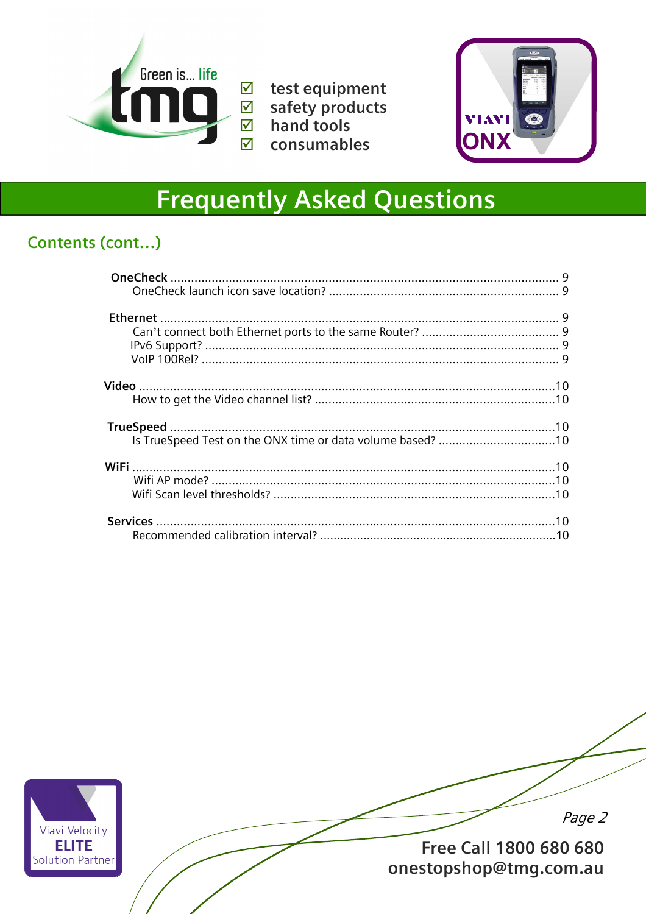# Frequently Asked Questions

## Contents (cont…)

**OneCheck** ........ 9
- OneCheck launch icon save location? ........ 9

**Ethernet** ........ 9
- Can't connect both Ethernet ports to the same Router? ........ 9
- IPv6 Support? ........ 9
- VoIP 100Rel? ........ 9

**Video** ........ 10
- How to get the Video channel list? ........ 10

**TrueSpeed** ........ 10
- Is TrueSpeed Test on the ONX time or data volume based? ........ 10

**WiFi** ........ 10
- Wifi AP mode? ........ 10
- Wifi Scan level thresholds? ........ 10

**Services** ........ 10
- Recommended calibration interval? ........ 10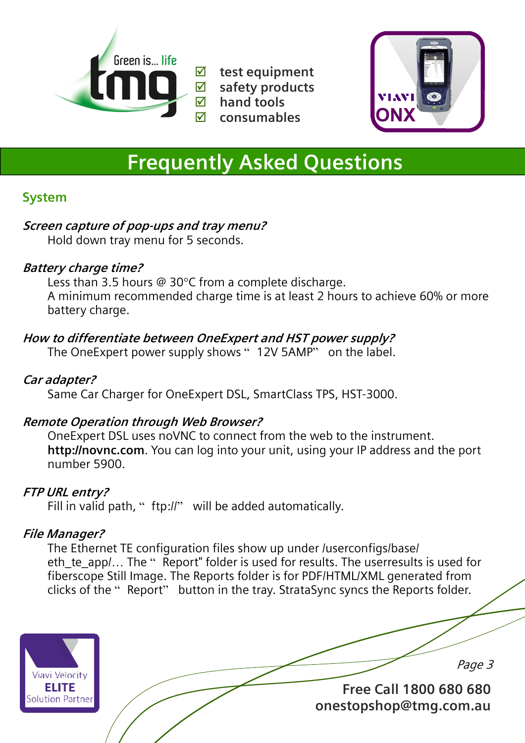test equipment
safety products
hand tools
consumables

# Frequently Asked Questions

## System

*Screen capture of pop-ups and tray menu?*

Hold down tray menu for 5 seconds.

*Battery charge time?*

Less than 3.5 hours @ 30°C from a complete discharge.
A minimum recommended charge time is at least 2 hours to achieve 60% or more battery charge.

*How to differentiate between OneExpert and HST power supply?*

The OneExpert power supply shows " 12V 5AMP" on the label.

*Car adapter?*

Same Car Charger for OneExpert DSL, SmartClass TPS, HST-3000.

*Remote Operation through Web Browser?*

OneExpert DSL uses noVNC to connect from the web to the instrument. **http://novnc.com**. You can log into your unit, using your IP address and the port number 5900.

*FTP URL entry?*

Fill in valid path, " ftp://" will be added automatically.

*File Manager?*

The Ethernet TE configuration files show up under /userconfigs/base/eth_te_app/… The " Report" folder is used for results. The userresults is used for fiberscope Still Image. The Reports folder is for PDF/HTML/XML generated from clicks of the " Report" button in the tray. StrataSync syncs the Reports folder.

Viavi Velocity **ELITE** Solution Partner

**Free Call 1800 680 680**
**onestopshop@tmg.com.au**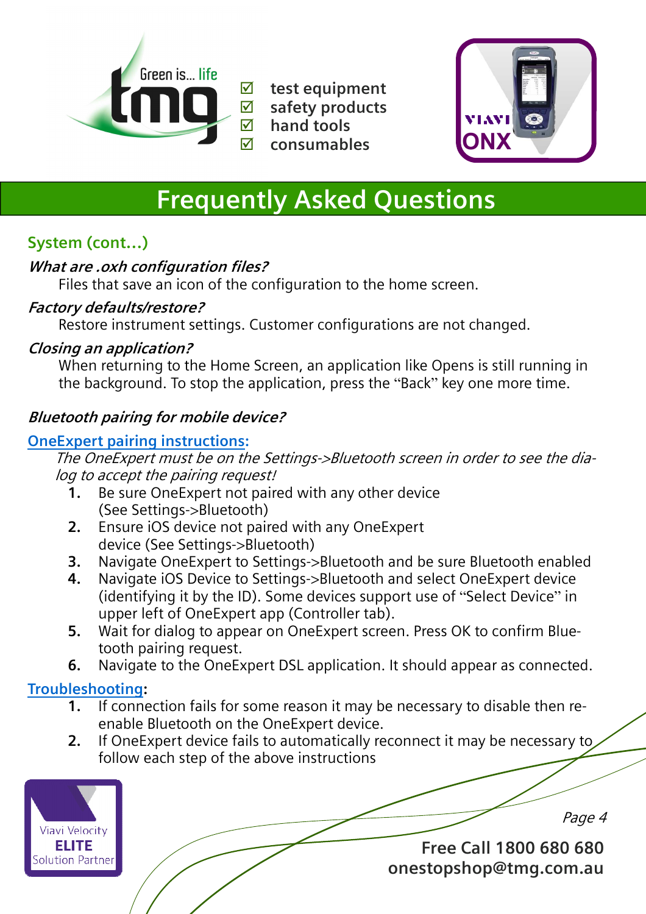Green is... life

tmg

- ☑ test equipment
- ☑ safety products
- ☑ hand tools
- ☑ consumables

VIAVI ONX

# Frequently Asked Questions

## System (cont...)

***What are .oxh configuration files?***

Files that save an icon of the configuration to the home screen.

***Factory defaults/restore?***

Restore instrument settings. Customer configurations are not changed.

***Closing an application?***

When returning to the Home Screen, an application like Opens is still running in the background. To stop the application, press the "Back" key one more time.

***Bluetooth pairing for mobile device?***

**OneExpert pairing instructions:**

*The OneExpert must be on the Settings->Bluetooth screen in order to see the dialog to accept the pairing request!*

1. Be sure OneExpert not paired with any other device (See Settings->Bluetooth)
2. Ensure iOS device not paired with any OneExpert device (See Settings->Bluetooth)
3. Navigate OneExpert to Settings->Bluetooth and be sure Bluetooth enabled
4. Navigate iOS Device to Settings->Bluetooth and select OneExpert device (identifying it by the ID). Some devices support use of "Select Device" in upper left of OneExpert app (Controller tab).
5. Wait for dialog to appear on OneExpert screen. Press OK to confirm Bluetooth pairing request.
6. Navigate to the OneExpert DSL application. It should appear as connected.

**Troubleshooting:**

1. If connection fails for some reason it may be necessary to disable then re-enable Bluetooth on the OneExpert device.
2. If OneExpert device fails to automatically reconnect it may be necessary to follow each step of the above instructions

Viavi Velocity **ELITE** Solution Partner

**Free Call 1800 680 680**
**onestopshop@tmg.com.au**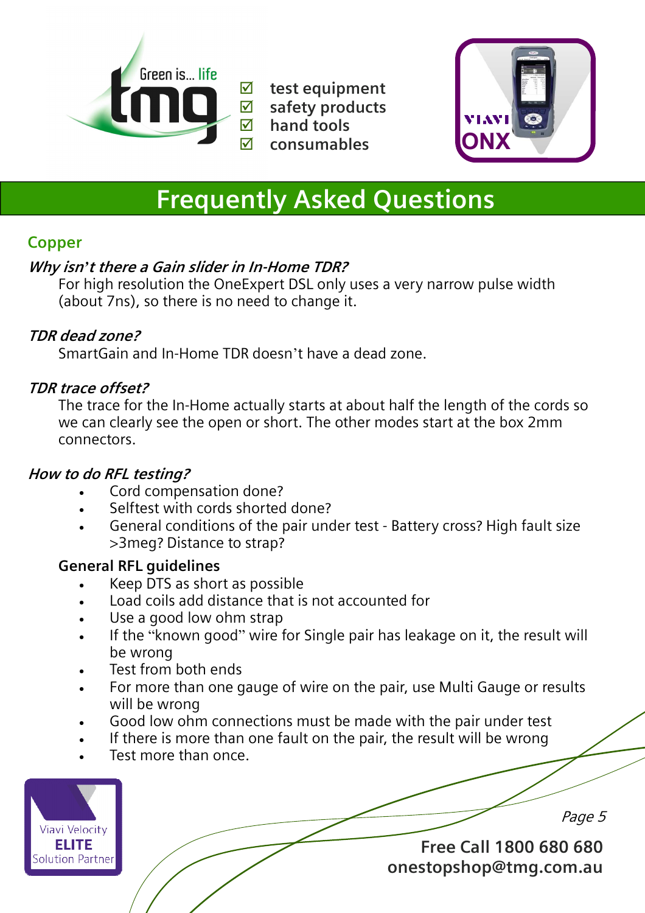Green is... life

tmg

- ☑ test equipment
- ☑ safety products
- ☑ hand tools
- ☑ consumables

VIAVI ONX

# Frequently Asked Questions

## Copper

### *Why isn't there a Gain slider in In-Home TDR?*

For high resolution the OneExpert DSL only uses a very narrow pulse width (about 7ns), so there is no need to change it.

### *TDR dead zone?*

SmartGain and In-Home TDR doesn't have a dead zone.

### *TDR trace offset?*

The trace for the In-Home actually starts at about half the length of the cords so we can clearly see the open or short. The other modes start at the box 2mm connectors.

### *How to do RFL testing?*

- Cord compensation done?
- Selftest with cords shorted done?
- General conditions of the pair under test - Battery cross? High fault size >3meg? Distance to strap?

**General RFL guidelines**

- Keep DTS as short as possible
- Load coils add distance that is not accounted for
- Use a good low ohm strap
- If the "known good" wire for Single pair has leakage on it, the result will be wrong
- Test from both ends
- For more than one gauge of wire on the pair, use Multi Gauge or results will be wrong
- Good low ohm connections must be made with the pair under test
- If there is more than one fault on the pair, the result will be wrong
- Test more than once.

Viavi Velocity **ELITE** Solution Partner

**Free Call 1800 680 680**
**onestopshop@tmg.com.au**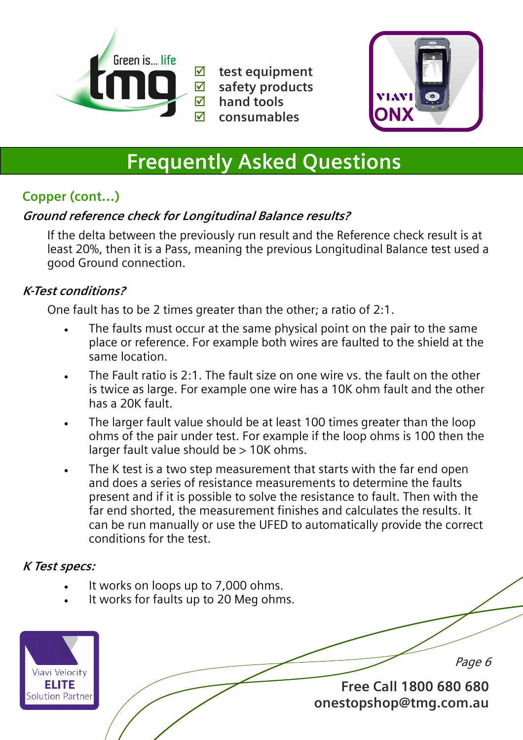test equipment
safety products
hand tools
consumables

# Frequently Asked Questions

## Copper (cont...)

### *Ground reference check for Longitudinal Balance results?*

If the delta between the previously run result and the Reference check result is at least 20%, then it is a Pass, meaning the previous Longitudinal Balance test used a good Ground connection.

### *K-Test conditions?*

One fault has to be 2 times greater than the other; a ratio of 2:1.

- The faults must occur at the same physical point on the pair to the same place or reference. For example both wires are faulted to the shield at the same location.
- The Fault ratio is 2:1. The fault size on one wire vs. the fault on the other is twice as large. For example one wire has a 10K ohm fault and the other has a 20K fault.
- The larger fault value should be at least 100 times greater than the loop ohms of the pair under test. For example if the loop ohms is 100 then the larger fault value should be > 10K ohms.
- The K test is a two step measurement that starts with the far end open and does a series of resistance measurements to determine the faults present and if it is possible to solve the resistance to fault. Then with the far end shorted, the measurement finishes and calculates the results. It can be run manually or use the UFED to automatically provide the correct conditions for the test.

### *K Test specs:*

- It works on loops up to 7,000 ohms.
- It works for faults up to 20 Meg ohms.

Free Call 1800 680 680
onestopshop@tmg.com.au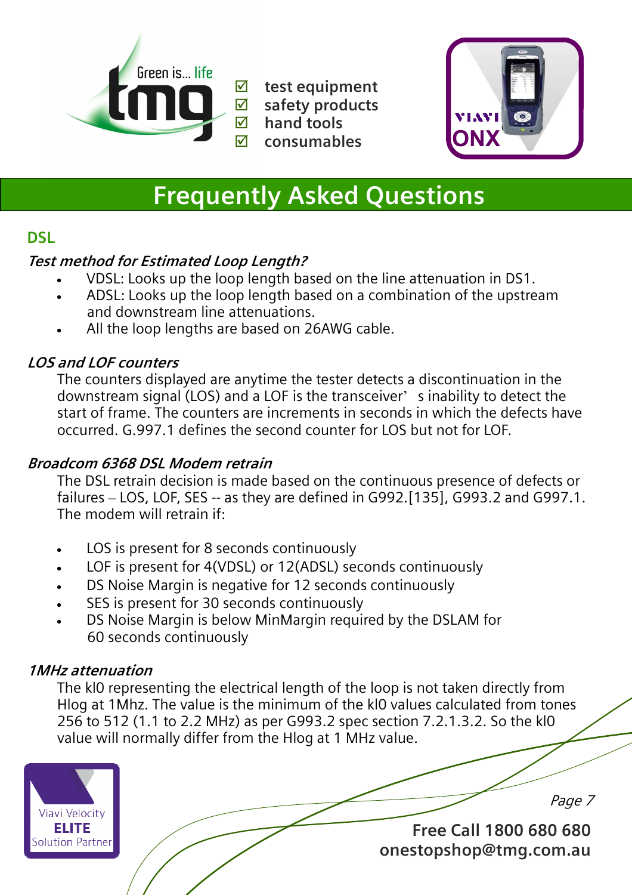test equipment
safety products
hand tools
consumables

# Frequently Asked Questions

## DSL

### *Test method for Estimated Loop Length?*

- VDSL: Looks up the loop length based on the line attenuation in DS1.
- ADSL: Looks up the loop length based on a combination of the upstream and downstream line attenuations.
- All the loop lengths are based on 26AWG cable.

### *LOS and LOF counters*

The counters displayed are anytime the tester detects a discontinuation in the downstream signal (LOS) and a LOF is the transceiver's inability to detect the start of frame. The counters are increments in seconds in which the defects have occurred. G.997.1 defines the second counter for LOS but not for LOF.

### *Broadcom 6368 DSL Modem retrain*

The DSL retrain decision is made based on the continuous presence of defects or failures – LOS, LOF, SES -- as they are defined in G992.[135], G993.2 and G997.1. The modem will retrain if:

- LOS is present for 8 seconds continuously
- LOF is present for 4(VDSL) or 12(ADSL) seconds continuously
- DS Noise Margin is negative for 12 seconds continuously
- SES is present for 30 seconds continuously
- DS Noise Margin is below MinMargin required by the DSLAM for 60 seconds continuously

### *1MHz attenuation*

The kl0 representing the electrical length of the loop is not taken directly from Hlog at 1Mhz. The value is the minimum of the kl0 values calculated from tones 256 to 512 (1.1 to 2.2 MHz) as per G993.2 spec section 7.2.1.3.2. So the kl0 value will normally differ from the Hlog at 1 MHz value.

Viavi Velocity **ELITE** Solution Partner

**Free Call 1800 680 680**
**onestopshop@tmg.com.au**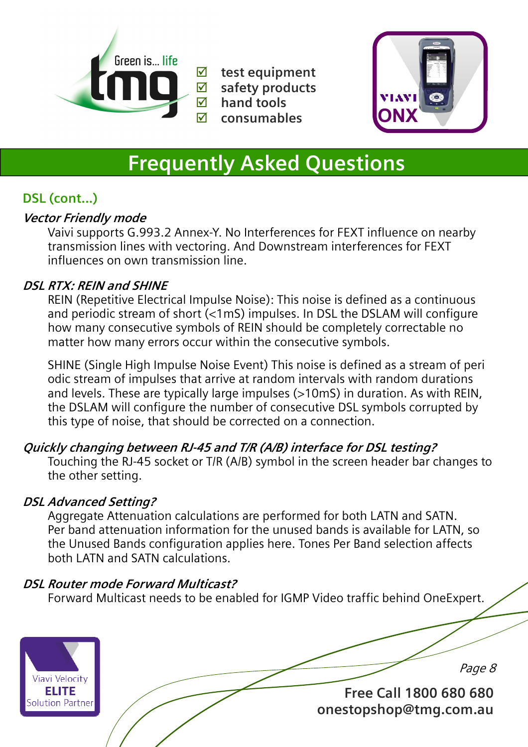- test equipment
- safety products
- hand tools
- consumables

# Frequently Asked Questions

## DSL (cont...)

### *Vector Friendly mode*

Vaivi supports G.993.2 Annex-Y. No Interferences for FEXT influence on nearby transmission lines with vectoring. And Downstream interferences for FEXT influences on own transmission line.

### *DSL RTX: REIN and SHINE*

REIN (Repetitive Electrical Impulse Noise): This noise is defined as a continuous and periodic stream of short (<1mS) impulses. In DSL the DSLAM will configure how many consecutive symbols of REIN should be completely correctable no matter how many errors occur within the consecutive symbols.

SHINE (Single High Impulse Noise Event) This noise is defined as a stream of peri odic stream of impulses that arrive at random intervals with random durations and levels. These are typically large impulses (>10mS) in duration. As with REIN, the DSLAM will configure the number of consecutive DSL symbols corrupted by this type of noise, that should be corrected on a connection.

### *Quickly changing between RJ-45 and T/R (A/B) interface for DSL testing?*

Touching the RJ-45 socket or T/R (A/B) symbol in the screen header bar changes to the other setting.

### *DSL Advanced Setting?*

Aggregate Attenuation calculations are performed for both LATN and SATN. Per band attenuation information for the unused bands is available for LATN, so the Unused Bands configuration applies here. Tones Per Band selection affects both LATN and SATN calculations.

### *DSL Router mode Forward Multicast?*

Forward Multicast needs to be enabled for IGMP Video traffic behind OneExpert.

Viavi Velocity **ELITE** Solution Partner

**Free Call 1800 680 680**
**onestopshop@tmg.com.au**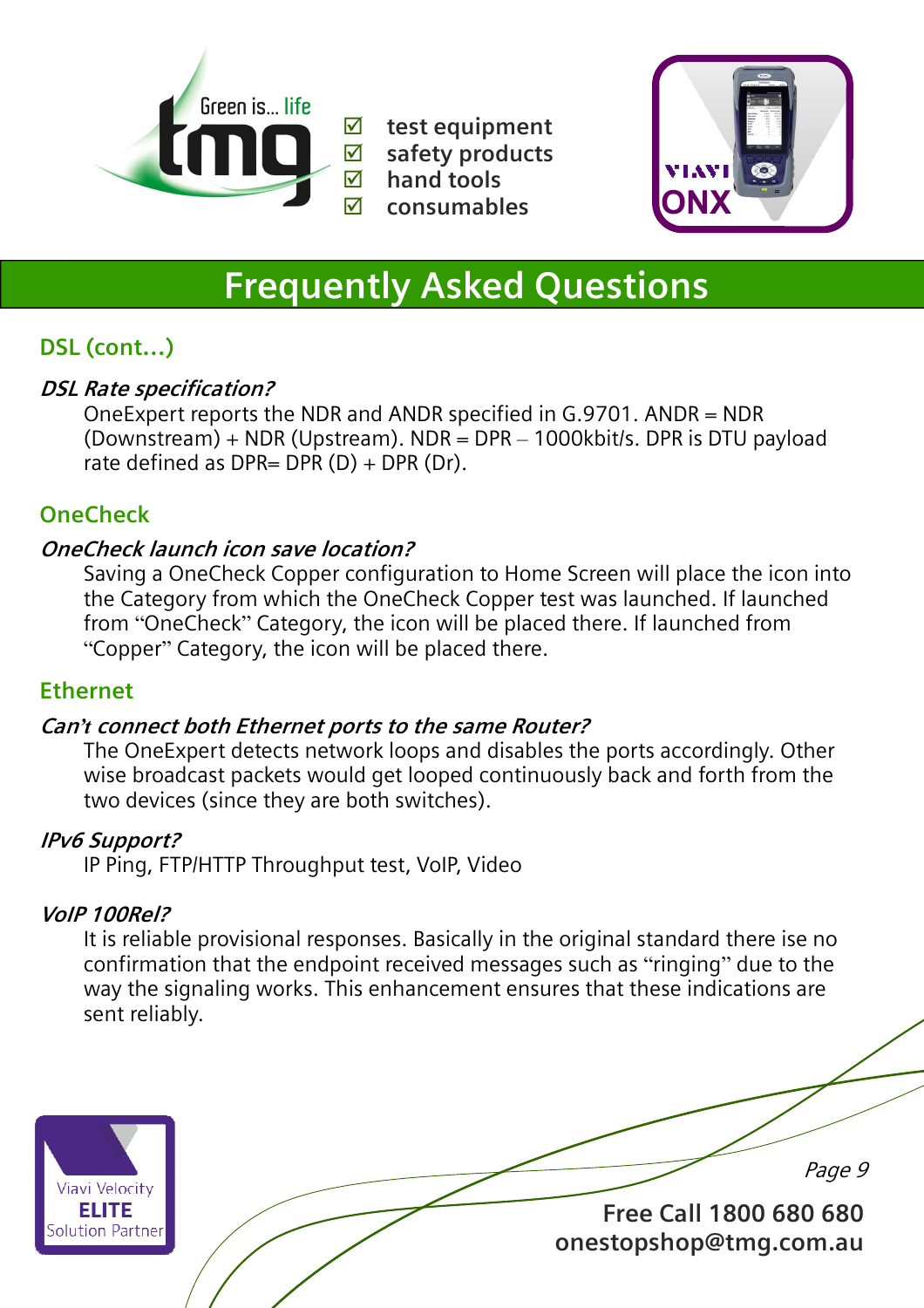- ☑ test equipment
- ☑ safety products
- ☑ hand tools
- ☑ consumables

# Frequently Asked Questions

## DSL (cont...)

### *DSL Rate specification?*

OneExpert reports the NDR and ANDR specified in G.9701. ANDR = NDR (Downstream) + NDR (Upstream). NDR = DPR – 1000kbit/s. DPR is DTU payload rate defined as DPR= DPR (D) + DPR (Dr).

## OneCheck

### *OneCheck launch icon save location?*

Saving a OneCheck Copper configuration to Home Screen will place the icon into the Category from which the OneCheck Copper test was launched. If launched from "OneCheck" Category, the icon will be placed there. If launched from "Copper" Category, the icon will be placed there.

## Ethernet

### *Can't connect both Ethernet ports to the same Router?*

The OneExpert detects network loops and disables the ports accordingly. Other wise broadcast packets would get looped continuously back and forth from the two devices (since they are both switches).

### *IPv6 Support?*

IP Ping, FTP/HTTP Throughput test, VoIP, Video

### *VoIP 100Rel?*

It is reliable provisional responses. Basically in the original standard there ise no confirmation that the endpoint received messages such as "ringing" due to the way the signaling works. This enhancement ensures that these indications are sent reliably.

Viavi Velocity **ELITE** Solution Partner

**Free Call 1800 680 680**
**onestopshop@tmg.com.au**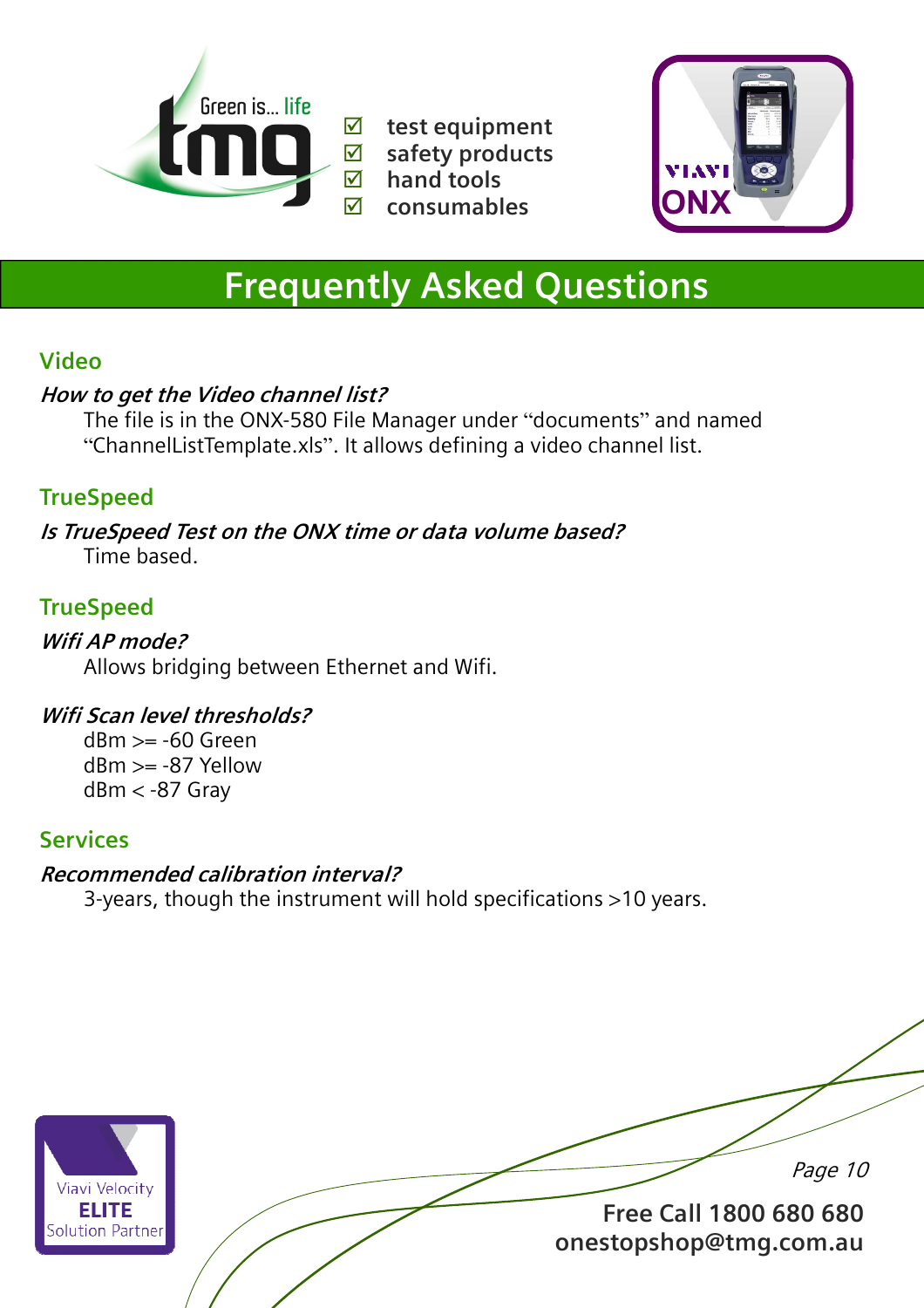Green is... life

tmg

- ☑ test equipment
- ☑ safety products
- ☑ hand tools
- ☑ consumables

VIAVI ONX

# Frequently Asked Questions

## Video

***How to get the Video channel list?***

The file is in the ONX-580 File Manager under "documents" and named "ChannelListTemplate.xls". It allows defining a video channel list.

## TrueSpeed

***Is TrueSpeed Test on the ONX time or data volume based?***

Time based.

## TrueSpeed

***Wifi AP mode?***

Allows bridging between Ethernet and Wifi.

***Wifi Scan level thresholds?***

dBm >= -60 Green
dBm >= -87 Yellow
dBm < -87 Gray

## Services

***Recommended calibration interval?***

3-years, though the instrument will hold specifications >10 years.

Viavi Velocity **ELITE** Solution Partner

**Free Call 1800 680 680**
**onestopshop@tmg.com.au**